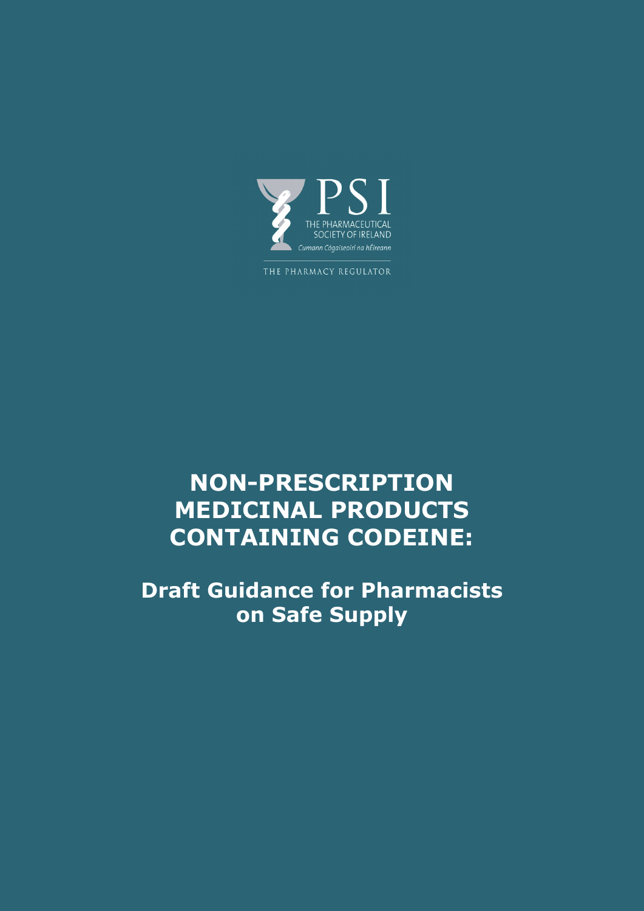PSI

THE PHARMACEUTICAL SOCIETY OF IRELAND

*Cumann Cógaiseoirí na hÉireann*

THE PHARMACY REGULATOR

# NON-PRESCRIPTION MEDICINAL PRODUCTS CONTAINING CODEINE:

## Draft Guidance for Pharmacists on Safe Supply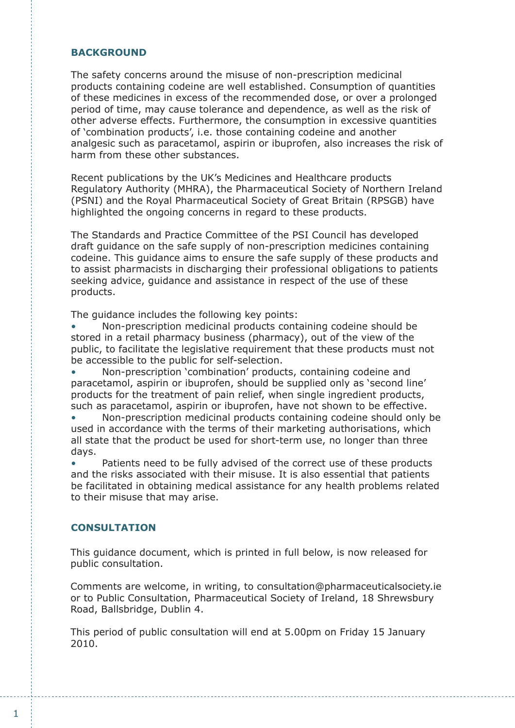## BACKGROUND

The safety concerns around the misuse of non-prescription medicinal products containing codeine are well established. Consumption of quantities of these medicines in excess of the recommended dose, or over a prolonged period of time, may cause tolerance and dependence, as well as the risk of other adverse effects. Furthermore, the consumption in excessive quantities of 'combination products', i.e. those containing codeine and another analgesic such as paracetamol, aspirin or ibuprofen, also increases the risk of harm from these other substances.

Recent publications by the UK's Medicines and Healthcare products Regulatory Authority (MHRA), the Pharmaceutical Society of Northern Ireland (PSNI) and the Royal Pharmaceutical Society of Great Britain (RPSGB) have highlighted the ongoing concerns in regard to these products.

The Standards and Practice Committee of the PSI Council has developed draft guidance on the safe supply of non-prescription medicines containing codeine. This guidance aims to ensure the safe supply of these products and to assist pharmacists in discharging their professional obligations to patients seeking advice, guidance and assistance in respect of the use of these products.

The guidance includes the following key points:

- Non-prescription medicinal products containing codeine should be stored in a retail pharmacy business (pharmacy), out of the view of the public, to facilitate the legislative requirement that these products must not be accessible to the public for self-selection.
- Non-prescription 'combination' products, containing codeine and paracetamol, aspirin or ibuprofen, should be supplied only as 'second line' products for the treatment of pain relief, when single ingredient products, such as paracetamol, aspirin or ibuprofen, have not shown to be effective.
- Non-prescription medicinal products containing codeine should only be used in accordance with the terms of their marketing authorisations, which all state that the product be used for short-term use, no longer than three days.
- Patients need to be fully advised of the correct use of these products and the risks associated with their misuse. It is also essential that patients be facilitated in obtaining medical assistance for any health problems related to their misuse that may arise.

## CONSULTATION

This guidance document, which is printed in full below, is now released for public consultation.

Comments are welcome, in writing, to consultation@pharmaceuticalsociety.ie or to Public Consultation, Pharmaceutical Society of Ireland, 18 Shrewsbury Road, Ballsbridge, Dublin 4.

This period of public consultation will end at 5.00pm on Friday 15 January 2010.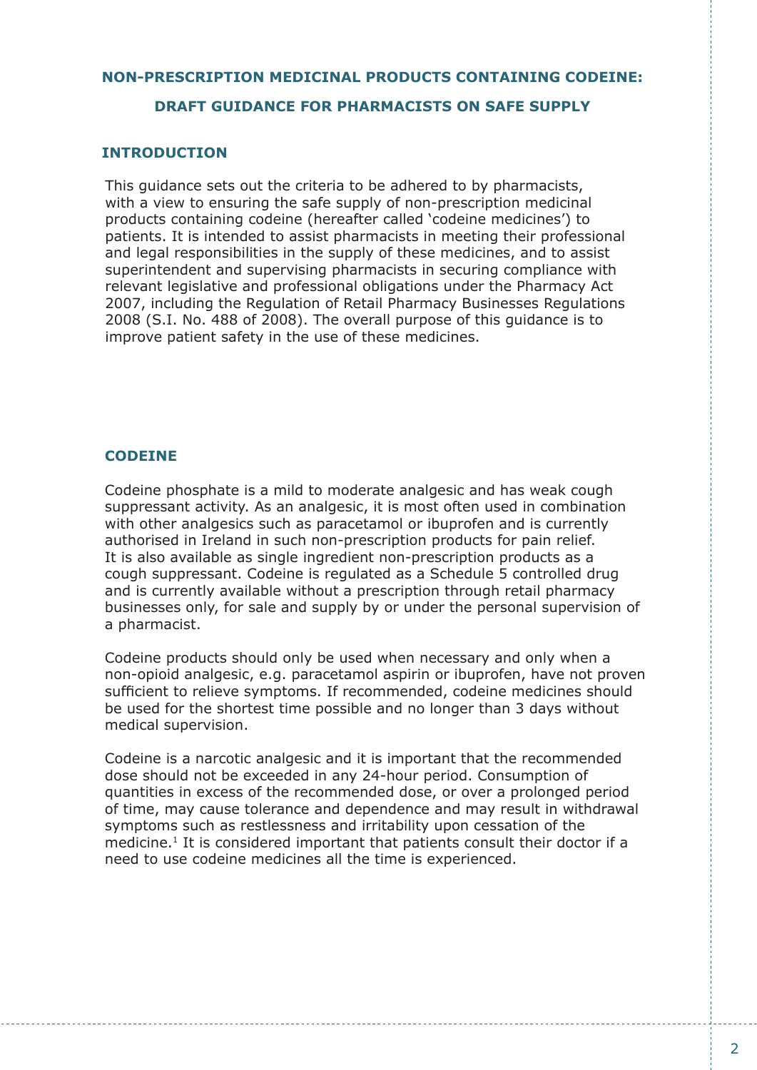# NON-PRESCRIPTION MEDICINAL PRODUCTS CONTAINING CODEINE:

## DRAFT GUIDANCE FOR PHARMACISTS ON SAFE SUPPLY

### INTRODUCTION

This guidance sets out the criteria to be adhered to by pharmacists, with a view to ensuring the safe supply of non-prescription medicinal products containing codeine (hereafter called 'codeine medicines') to patients. It is intended to assist pharmacists in meeting their professional and legal responsibilities in the supply of these medicines, and to assist superintendent and supervising pharmacists in securing compliance with relevant legislative and professional obligations under the Pharmacy Act 2007, including the Regulation of Retail Pharmacy Businesses Regulations 2008 (S.I. No. 488 of 2008). The overall purpose of this guidance is to improve patient safety in the use of these medicines.

### CODEINE

Codeine phosphate is a mild to moderate analgesic and has weak cough suppressant activity. As an analgesic, it is most often used in combination with other analgesics such as paracetamol or ibuprofen and is currently authorised in Ireland in such non-prescription products for pain relief. It is also available as single ingredient non-prescription products as a cough suppressant. Codeine is regulated as a Schedule 5 controlled drug and is currently available without a prescription through retail pharmacy businesses only, for sale and supply by or under the personal supervision of a pharmacist.

Codeine products should only be used when necessary and only when a non-opioid analgesic, e.g. paracetamol aspirin or ibuprofen, have not proven sufficient to relieve symptoms. If recommended, codeine medicines should be used for the shortest time possible and no longer than 3 days without medical supervision.

Codeine is a narcotic analgesic and it is important that the recommended dose should not be exceeded in any 24-hour period. Consumption of quantities in excess of the recommended dose, or over a prolonged period of time, may cause tolerance and dependence and may result in withdrawal symptoms such as restlessness and irritability upon cessation of the medicine.[1] It is considered important that patients consult their doctor if a need to use codeine medicines all the time is experienced.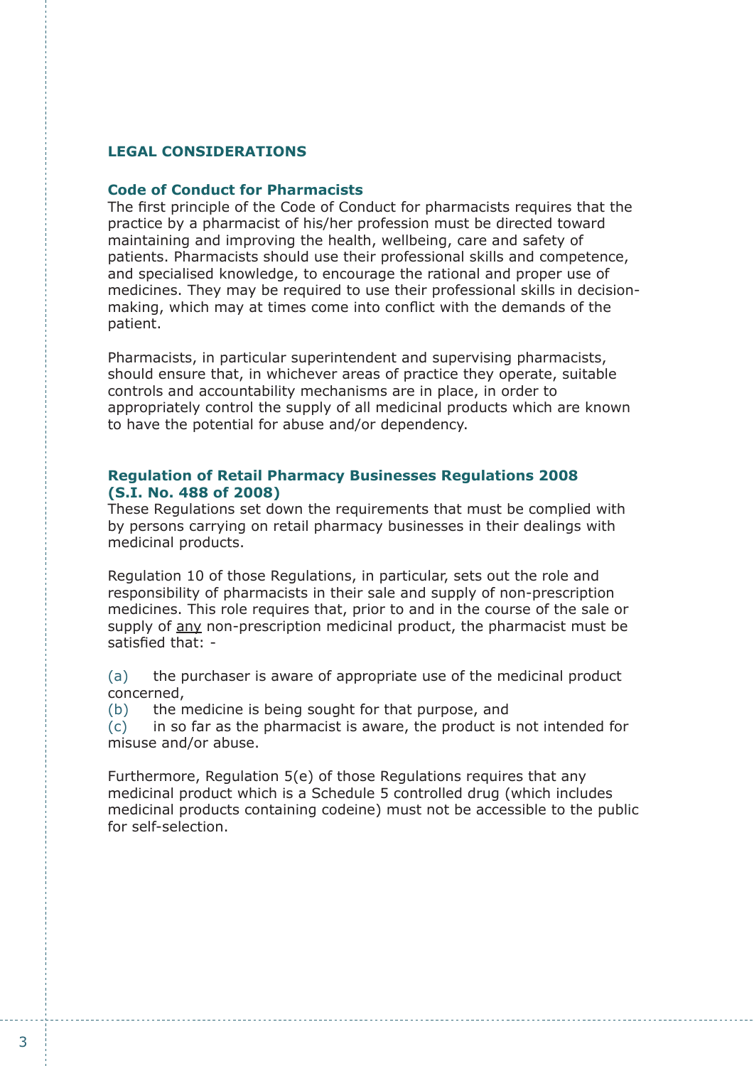## LEGAL CONSIDERATIONS

### Code of Conduct for Pharmacists

The first principle of the Code of Conduct for pharmacists requires that the practice by a pharmacist of his/her profession must be directed toward maintaining and improving the health, wellbeing, care and safety of patients. Pharmacists should use their professional skills and competence, and specialised knowledge, to encourage the rational and proper use of medicines. They may be required to use their professional skills in decision-making, which may at times come into conflict with the demands of the patient.

Pharmacists, in particular superintendent and supervising pharmacists, should ensure that, in whichever areas of practice they operate, suitable controls and accountability mechanisms are in place, in order to appropriately control the supply of all medicinal products which are known to have the potential for abuse and/or dependency.

### Regulation of Retail Pharmacy Businesses Regulations 2008 (S.I. No. 488 of 2008)

These Regulations set down the requirements that must be complied with by persons carrying on retail pharmacy businesses in their dealings with medicinal products.

Regulation 10 of those Regulations, in particular, sets out the role and responsibility of pharmacists in their sale and supply of non-prescription medicines. This role requires that, prior to and in the course of the sale or supply of <u>any</u> non-prescription medicinal product, the pharmacist must be satisfied that: -

(a) the purchaser is aware of appropriate use of the medicinal product concerned,
(b) the medicine is being sought for that purpose, and
(c) in so far as the pharmacist is aware, the product is not intended for misuse and/or abuse.

Furthermore, Regulation 5(e) of those Regulations requires that any medicinal product which is a Schedule 5 controlled drug (which includes medicinal products containing codeine) must not be accessible to the public for self-selection.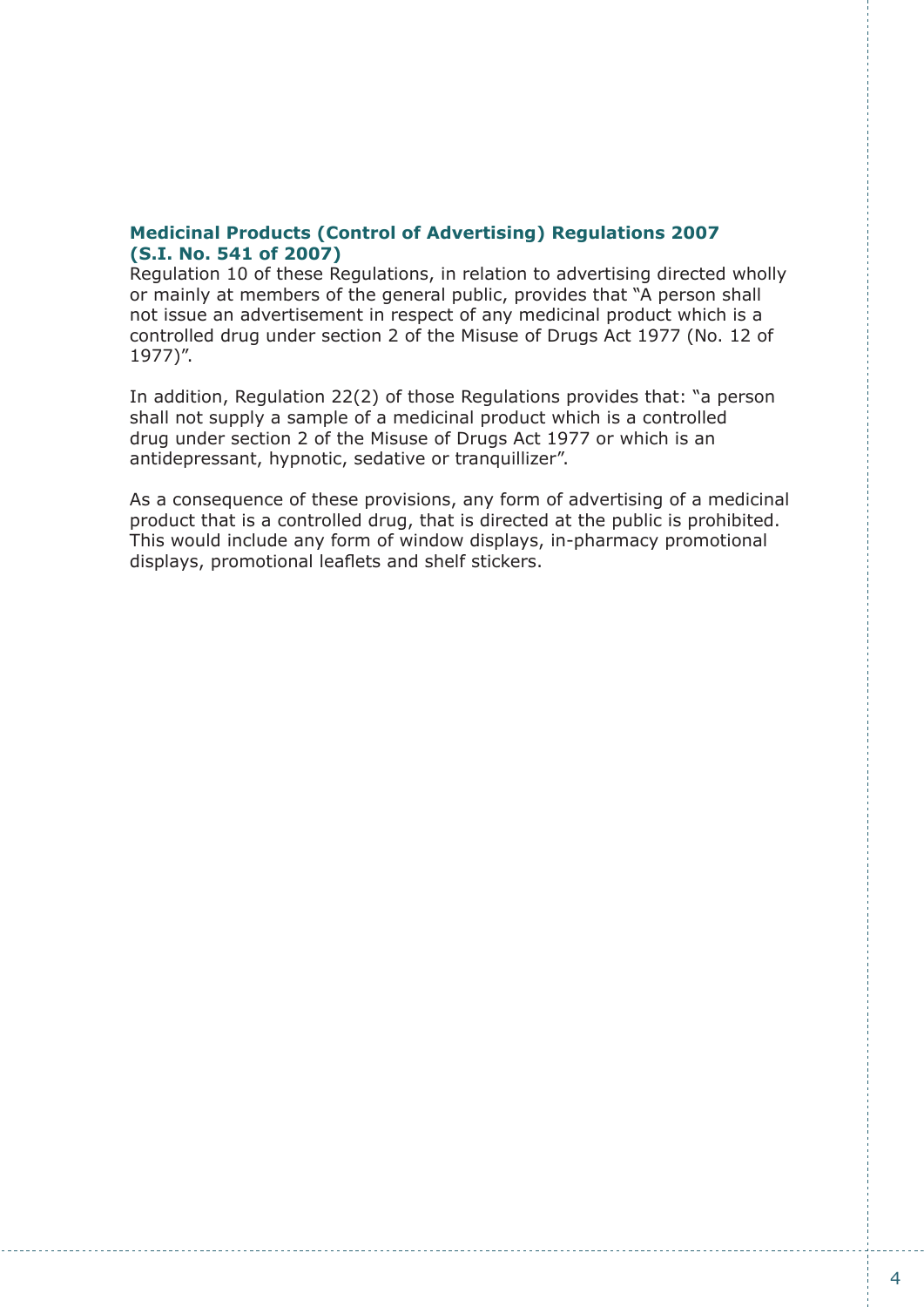**Medicinal Products (Control of Advertising) Regulations 2007 (S.I. No. 541 of 2007)**

Regulation 10 of these Regulations, in relation to advertising directed wholly or mainly at members of the general public, provides that "A person shall not issue an advertisement in respect of any medicinal product which is a controlled drug under section 2 of the Misuse of Drugs Act 1977 (No. 12 of 1977)".

In addition, Regulation 22(2) of those Regulations provides that: "a person shall not supply a sample of a medicinal product which is a controlled drug under section 2 of the Misuse of Drugs Act 1977 or which is an antidepressant, hypnotic, sedative or tranquillizer".

As a consequence of these provisions, any form of advertising of a medicinal product that is a controlled drug, that is directed at the public is prohibited. This would include any form of window displays, in-pharmacy promotional displays, promotional leaflets and shelf stickers.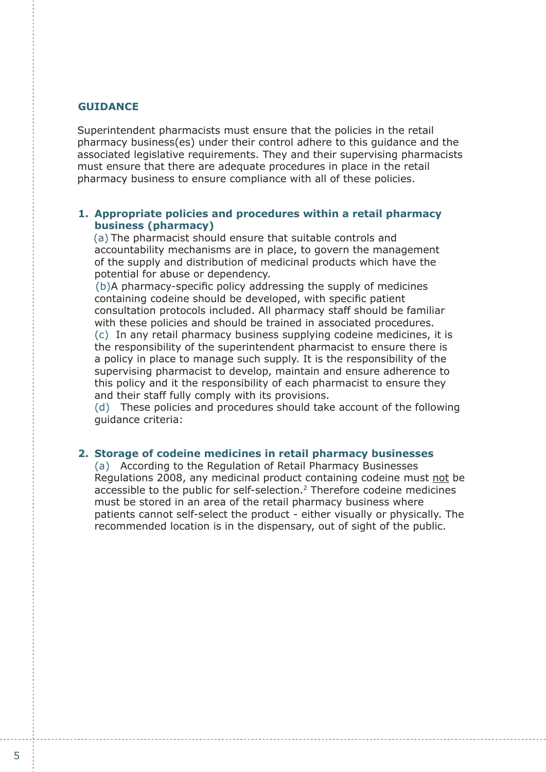## GUIDANCE

Superintendent pharmacists must ensure that the policies in the retail pharmacy business(es) under their control adhere to this guidance and the associated legislative requirements. They and their supervising pharmacists must ensure that there are adequate procedures in place in the retail pharmacy business to ensure compliance with all of these policies.

### 1. Appropriate policies and procedures within a retail pharmacy business (pharmacy)

(a) The pharmacist should ensure that suitable controls and accountability mechanisms are in place, to govern the management of the supply and distribution of medicinal products which have the potential for abuse or dependency.

(b)A pharmacy-specific policy addressing the supply of medicines containing codeine should be developed, with specific patient consultation protocols included. All pharmacy staff should be familiar with these policies and should be trained in associated procedures.

(c) In any retail pharmacy business supplying codeine medicines, it is the responsibility of the superintendent pharmacist to ensure there is a policy in place to manage such supply. It is the responsibility of the supervising pharmacist to develop, maintain and ensure adherence to this policy and it the responsibility of each pharmacist to ensure they and their staff fully comply with its provisions.

(d) These policies and procedures should take account of the following guidance criteria:

### 2. Storage of codeine medicines in retail pharmacy businesses

(a) According to the Regulation of Retail Pharmacy Businesses Regulations 2008, any medicinal product containing codeine must not be accessible to the public for self-selection.[2] Therefore codeine medicines must be stored in an area of the retail pharmacy business where patients cannot self-select the product - either visually or physically. The recommended location is in the dispensary, out of sight of the public.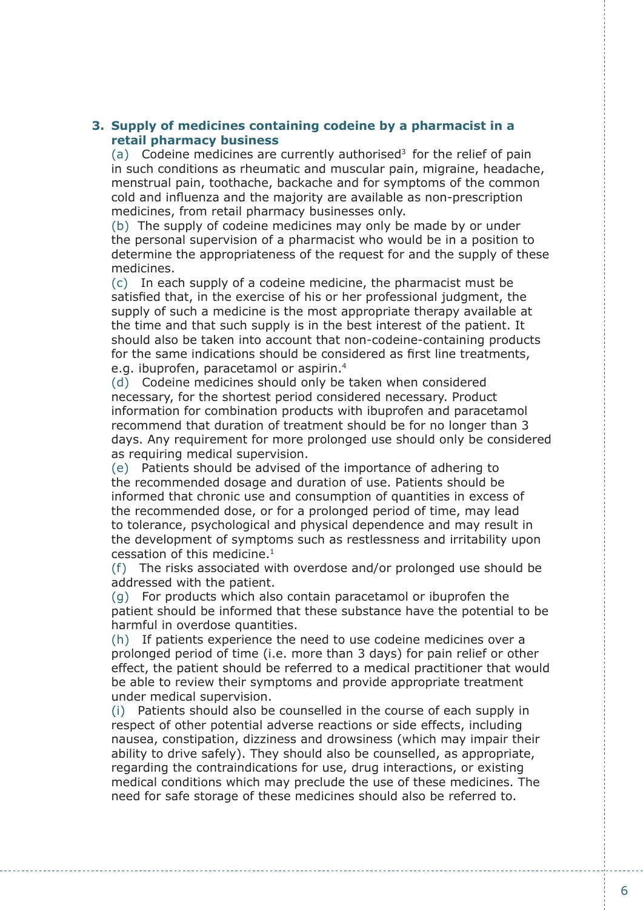## 3. Supply of medicines containing codeine by a pharmacist in a retail pharmacy business

(a) Codeine medicines are currently authorised[3] for the relief of pain in such conditions as rheumatic and muscular pain, migraine, headache, menstrual pain, toothache, backache and for symptoms of the common cold and influenza and the majority are available as non-prescription medicines, from retail pharmacy businesses only.

(b) The supply of codeine medicines may only be made by or under the personal supervision of a pharmacist who would be in a position to determine the appropriateness of the request for and the supply of these medicines.

(c) In each supply of a codeine medicine, the pharmacist must be satisfied that, in the exercise of his or her professional judgment, the supply of such a medicine is the most appropriate therapy available at the time and that such supply is in the best interest of the patient. It should also be taken into account that non-codeine-containing products for the same indications should be considered as first line treatments, e.g. ibuprofen, paracetamol or aspirin.[4]

(d) Codeine medicines should only be taken when considered necessary, for the shortest period considered necessary. Product information for combination products with ibuprofen and paracetamol recommend that duration of treatment should be for no longer than 3 days. Any requirement for more prolonged use should only be considered as requiring medical supervision.

(e) Patients should be advised of the importance of adhering to the recommended dosage and duration of use. Patients should be informed that chronic use and consumption of quantities in excess of the recommended dose, or for a prolonged period of time, may lead to tolerance, psychological and physical dependence and may result in the development of symptoms such as restlessness and irritability upon cessation of this medicine.[1]

(f) The risks associated with overdose and/or prolonged use should be addressed with the patient.

(g) For products which also contain paracetamol or ibuprofen the patient should be informed that these substance have the potential to be harmful in overdose quantities.

(h) If patients experience the need to use codeine medicines over a prolonged period of time (i.e. more than 3 days) for pain relief or other effect, the patient should be referred to a medical practitioner that would be able to review their symptoms and provide appropriate treatment under medical supervision.

(i) Patients should also be counselled in the course of each supply in respect of other potential adverse reactions or side effects, including nausea, constipation, dizziness and drowsiness (which may impair their ability to drive safely). They should also be counselled, as appropriate, regarding the contraindications for use, drug interactions, or existing medical conditions which may preclude the use of these medicines. The need for safe storage of these medicines should also be referred to.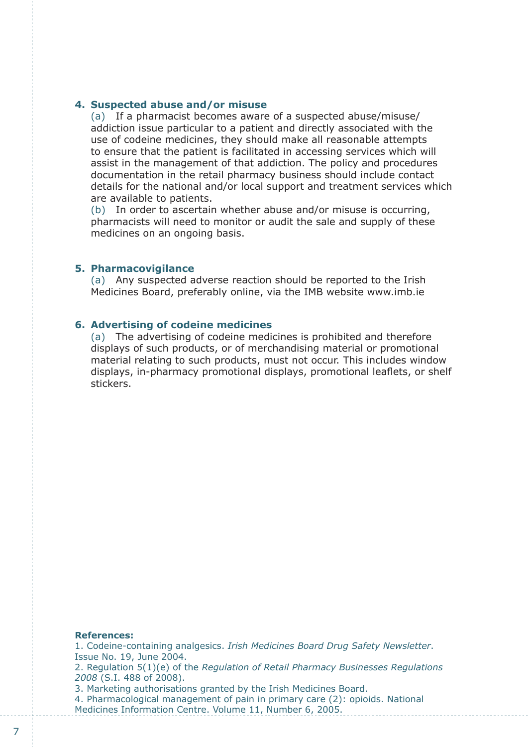## 4. Suspected abuse and/or misuse

(a) If a pharmacist becomes aware of a suspected abuse/misuse/addiction issue particular to a patient and directly associated with the use of codeine medicines, they should make all reasonable attempts to ensure that the patient is facilitated in accessing services which will assist in the management of that addiction. The policy and procedures documentation in the retail pharmacy business should include contact details for the national and/or local support and treatment services which are available to patients.

(b) In order to ascertain whether abuse and/or misuse is occurring, pharmacists will need to monitor or audit the sale and supply of these medicines on an ongoing basis.

## 5. Pharmacovigilance

(a) Any suspected adverse reaction should be reported to the Irish Medicines Board, preferably online, via the IMB website www.imb.ie

## 6. Advertising of codeine medicines

(a) The advertising of codeine medicines is prohibited and therefore displays of such products, or of merchandising material or promotional material relating to such products, must not occur. This includes window displays, in-pharmacy promotional displays, promotional leaflets, or shelf stickers.

**References:**

1. Codeine-containing analgesics. *Irish Medicines Board Drug Safety Newsletter*. Issue No. 19, June 2004.
2. Regulation 5(1)(e) of the *Regulation of Retail Pharmacy Businesses Regulations 2008* (S.I. 488 of 2008).
3. Marketing authorisations granted by the Irish Medicines Board.
4. Pharmacological management of pain in primary care (2): opioids. National Medicines Information Centre. Volume 11, Number 6, 2005.